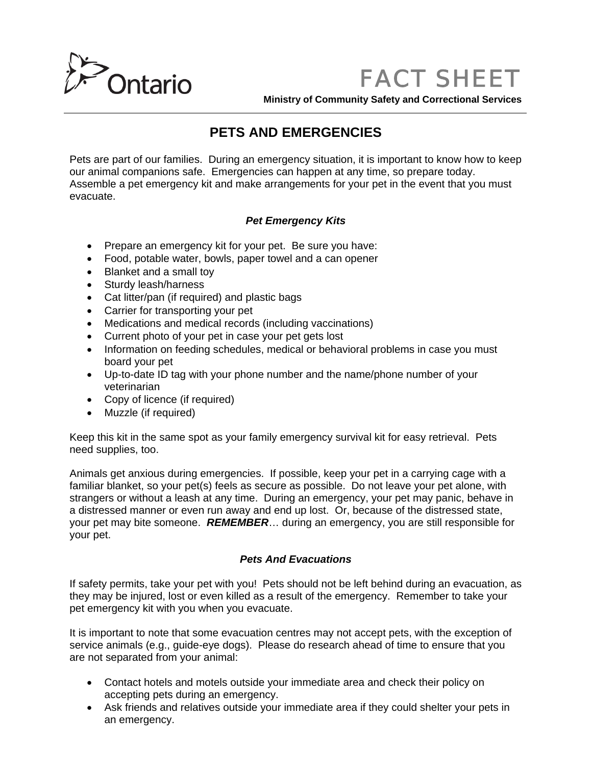Ontario

# FACT SHEET

**Ministry of Community Safety and Correctional Services**

## PETS AND EMERGENCIES

Pets are part of our families. During an emergency situation, it is important to know how to keep our animal companions safe. Emergencies can happen at any time, so prepare today. Assemble a pet emergency kit and make arrangements for your pet in the event that you must evacuate.

### *Pet Emergency Kits*

- Prepare an emergency kit for your pet. Be sure you have:
- Food, potable water, bowls, paper towel and a can opener
- Blanket and a small toy
- Sturdy leash/harness
- Cat litter/pan (if required) and plastic bags
- Carrier for transporting your pet
- Medications and medical records (including vaccinations)
- Current photo of your pet in case your pet gets lost
- Information on feeding schedules, medical or behavioral problems in case you must board your pet
- Up-to-date ID tag with your phone number and the name/phone number of your veterinarian
- Copy of licence (if required)
- Muzzle (if required)

Keep this kit in the same spot as your family emergency survival kit for easy retrieval. Pets need supplies, too.

Animals get anxious during emergencies. If possible, keep your pet in a carrying cage with a familiar blanket, so your pet(s) feels as secure as possible. Do not leave your pet alone, with strangers or without a leash at any time. During an emergency, your pet may panic, behave in a distressed manner or even run away and end up lost. Or, because of the distressed state, your pet may bite someone. ***REMEMBER***… during an emergency, you are still responsible for your pet.

### *Pets And Evacuations*

If safety permits, take your pet with you! Pets should not be left behind during an evacuation, as they may be injured, lost or even killed as a result of the emergency. Remember to take your pet emergency kit with you when you evacuate.

It is important to note that some evacuation centres may not accept pets, with the exception of service animals (e.g., guide-eye dogs). Please do research ahead of time to ensure that you are not separated from your animal:

- Contact hotels and motels outside your immediate area and check their policy on accepting pets during an emergency.
- Ask friends and relatives outside your immediate area if they could shelter your pets in an emergency.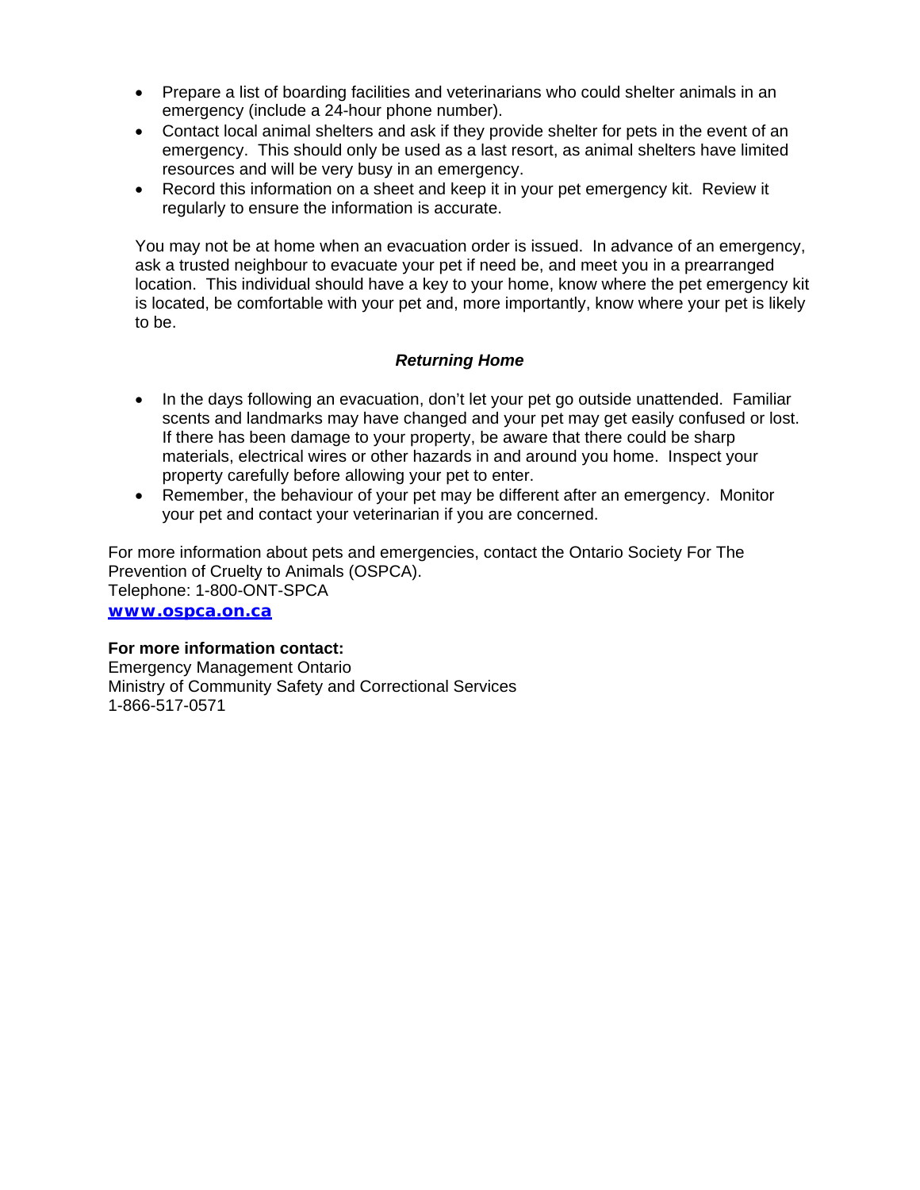- Prepare a list of boarding facilities and veterinarians who could shelter animals in an emergency (include a 24-hour phone number).
- Contact local animal shelters and ask if they provide shelter for pets in the event of an emergency. This should only be used as a last resort, as animal shelters have limited resources and will be very busy in an emergency.
- Record this information on a sheet and keep it in your pet emergency kit. Review it regularly to ensure the information is accurate.

You may not be at home when an evacuation order is issued. In advance of an emergency, ask a trusted neighbour to evacuate your pet if need be, and meet you in a prearranged location. This individual should have a key to your home, know where the pet emergency kit is located, be comfortable with your pet and, more importantly, know where your pet is likely to be.

### ***Returning Home***

- In the days following an evacuation, don't let your pet go outside unattended. Familiar scents and landmarks may have changed and your pet may get easily confused or lost. If there has been damage to your property, be aware that there could be sharp materials, electrical wires or other hazards in and around you home. Inspect your property carefully before allowing your pet to enter.
- Remember, the behaviour of your pet may be different after an emergency. Monitor your pet and contact your veterinarian if you are concerned.

For more information about pets and emergencies, contact the Ontario Society For The Prevention of Cruelty to Animals (OSPCA).
Telephone: 1-800-ONT-SPCA
**www.ospca.on.ca**

**For more information contact:**
Emergency Management Ontario
Ministry of Community Safety and Correctional Services
1-866-517-0571